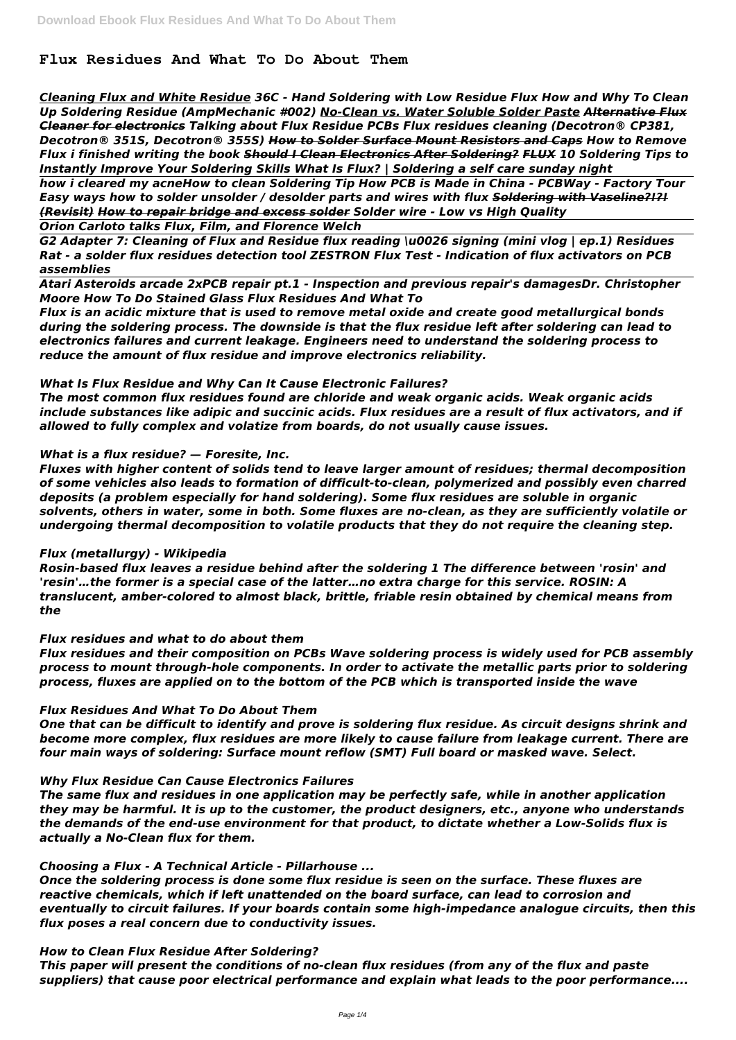# Flux Residues And What To Do About Them

*Cleaning Flux and White Residue 36C - Hand Soldering with Low Residue Flux How and Why To Clean Up Soldering Residue (AmpMechanic #002) No-Clean vs. Water Soluble Solder Paste Alternative Flux Cleaner for electronics Talking about Flux Residue PCBs Flux residues cleaning (Decotron® CP381, Decotron® 351S, Decotron® 355S) How to Solder Surface Mount Resistors and Caps How to Remove Flux i finished writing the book Should I Clean Electronics After Soldering? FLUX 10 Soldering Tips to Instantly Improve Your Soldering Skills What Is Flux? | Soldering a self care sunday night*

*how i cleared my acneHow to clean Soldering Tip How PCB is Made in China - PCBWay - Factory Tour Easy ways how to solder unsolder / desolder parts and wires with flux Soldering with Vaseline?!?! (Revisit) How to repair bridge and excess solder Solder wire - Low vs High Quality*

*Orion Carloto talks Flux, Film, and Florence Welch*

*G2 Adapter 7: Cleaning of Flux and Residue flux reading \u0026 signing (mini vlog | ep.1) Residues Rat - a solder flux residues detection tool ZESTRON Flux Test - Indication of flux activators on PCB assemblies*

*Atari Asteroids arcade 2xPCB repair pt.1 - Inspection and previous repair's damagesDr. Christopher Moore How To Do Stained Glass Flux Residues And What To*

*Flux is an acidic mixture that is used to remove metal oxide and create good metallurgical bonds during the soldering process. The downside is that the flux residue left after soldering can lead to electronics failures and current leakage. Engineers need to understand the soldering process to reduce the amount of flux residue and improve electronics reliability.*

*What Is Flux Residue and Why Can It Cause Electronic Failures?*

*The most common flux residues found are chloride and weak organic acids. Weak organic acids include substances like adipic and succinic acids. Flux residues are a result of flux activators, and if allowed to fully complex and volatize from boards, do not usually cause issues.*

*What is a flux residue? — Foresite, Inc.*

*Fluxes with higher content of solids tend to leave larger amount of residues; thermal decomposition of some vehicles also leads to formation of difficult-to-clean, polymerized and possibly even charred deposits (a problem especially for hand soldering). Some flux residues are soluble in organic solvents, others in water, some in both. Some fluxes are no-clean, as they are sufficiently volatile or undergoing thermal decomposition to volatile products that they do not require the cleaning step.*

*Flux (metallurgy) - Wikipedia*

*Rosin-based flux leaves a residue behind after the soldering 1 The difference between 'rosin' and 'resin'…the former is a special case of the latter…no extra charge for this service. ROSIN: A translucent, amber-colored to almost black, brittle, friable resin obtained by chemical means from the*

*Flux residues and what to do about them*

*Flux residues and their composition on PCBs Wave soldering process is widely used for PCB assembly process to mount through-hole components. In order to activate the metallic parts prior to soldering process, fluxes are applied on to the bottom of the PCB which is transported inside the wave*

*Flux Residues And What To Do About Them*

*One that can be difficult to identify and prove is soldering flux residue. As circuit designs shrink and become more complex, flux residues are more likely to cause failure from leakage current. There are four main ways of soldering: Surface mount reflow (SMT) Full board or masked wave. Select.*

*Why Flux Residue Can Cause Electronics Failures*

*The same flux and residues in one application may be perfectly safe, while in another application they may be harmful. It is up to the customer, the product designers, etc., anyone who understands the demands of the end-use environment for that product, to dictate whether a Low-Solids flux is actually a No-Clean flux for them.*

*Choosing a Flux - A Technical Article - Pillarhouse ...*

*Once the soldering process is done some flux residue is seen on the surface. These fluxes are reactive chemicals, which if left unattended on the board surface, can lead to corrosion and eventually to circuit failures. If your boards contain some high-impedance analogue circuits, then this flux poses a real concern due to conductivity issues.*

*How to Clean Flux Residue After Soldering?*

*This paper will present the conditions of no-clean flux residues (from any of the flux and paste suppliers) that cause poor electrical performance and explain what leads to the poor performance....*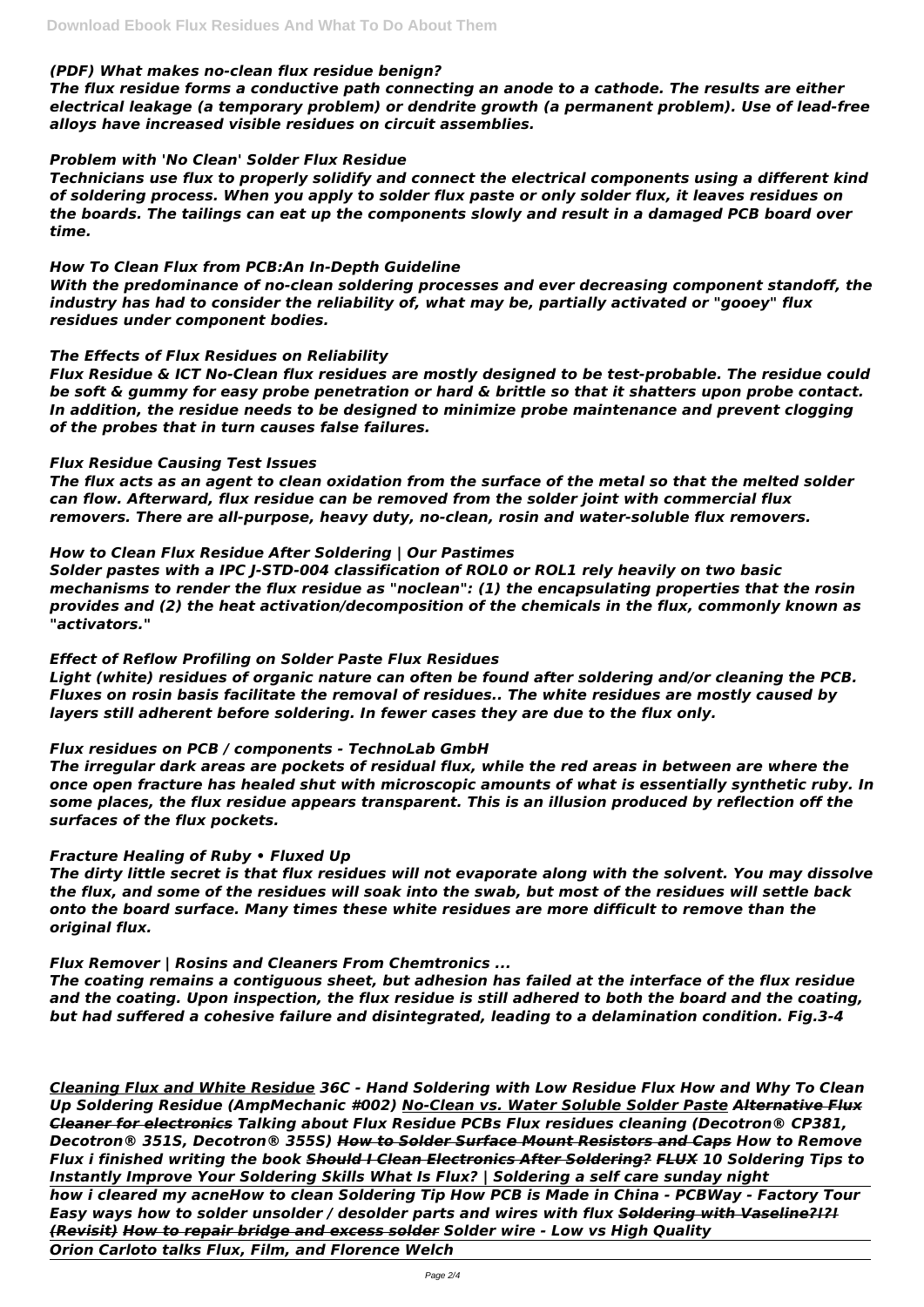### *(PDF) What makes no-clean flux residue benign?*

***The flux residue forms a conductive path connecting an anode to a cathode. The results are either electrical leakage (a temporary problem) or dendrite growth (a permanent problem). Use of lead-free alloys have increased visible residues on circuit assemblies.***

### *Problem with 'No Clean' Solder Flux Residue*

***Technicians use flux to properly solidify and connect the electrical components using a different kind of soldering process. When you apply to solder flux paste or only solder flux, it leaves residues on the boards. The tailings can eat up the components slowly and result in a damaged PCB board over time.***

### *How To Clean Flux from PCB:An In-Depth Guideline*

***With the predominance of no-clean soldering processes and ever decreasing component standoff, the industry has had to consider the reliability of, what may be, partially activated or "gooey" flux residues under component bodies.***

### *The Effects of Flux Residues on Reliability*

***Flux Residue & ICT No-Clean flux residues are mostly designed to be test-probable. The residue could be soft & gummy for easy probe penetration or hard & brittle so that it shatters upon probe contact. In addition, the residue needs to be designed to minimize probe maintenance and prevent clogging of the probes that in turn causes false failures.***

### *Flux Residue Causing Test Issues*

***The flux acts as an agent to clean oxidation from the surface of the metal so that the melted solder can flow. Afterward, flux residue can be removed from the solder joint with commercial flux removers. There are all-purpose, heavy duty, no-clean, rosin and water-soluble flux removers.***

### *How to Clean Flux Residue After Soldering | Our Pastimes*

***Solder pastes with a IPC J-STD-004 classification of ROL0 or ROL1 rely heavily on two basic mechanisms to render the flux residue as "noclean": (1) the encapsulating properties that the rosin provides and (2) the heat activation/decomposition of the chemicals in the flux, commonly known as "activators."***

### *Effect of Reflow Profiling on Solder Paste Flux Residues*

***Light (white) residues of organic nature can often be found after soldering and/or cleaning the PCB. Fluxes on rosin basis facilitate the removal of residues.. The white residues are mostly caused by layers still adherent before soldering. In fewer cases they are due to the flux only.***

### *Flux residues on PCB / components - TechnoLab GmbH*

***The irregular dark areas are pockets of residual flux, while the red areas in between are where the once open fracture has healed shut with microscopic amounts of what is essentially synthetic ruby. In some places, the flux residue appears transparent. This is an illusion produced by reflection off the surfaces of the flux pockets.***

### *Fracture Healing of Ruby • Fluxed Up*

***The dirty little secret is that flux residues will not evaporate along with the solvent. You may dissolve the flux, and some of the residues will soak into the swab, but most of the residues will settle back onto the board surface. Many times these white residues are more difficult to remove than the original flux.***

### *Flux Remover | Rosins and Cleaners From Chemtronics ...*

***The coating remains a contiguous sheet, but adhesion has failed at the interface of the flux residue and the coating. Upon inspection, the flux residue is still adhered to both the board and the coating, but had suffered a cohesive failure and disintegrated, leading to a delamination condition. Fig.3-4***

***Cleaning Flux and White Residue 36C - Hand Soldering with Low Residue Flux How and Why To Clean Up Soldering Residue (AmpMechanic #002) No-Clean vs. Water Soluble Solder Paste ~~Alternative Flux Cleaner for electronics~~ Talking about Flux Residue PCBs Flux residues cleaning (Decotron® CP381, Decotron® 351S, Decotron® 355S) ~~How to Solder Surface Mount Resistors and Caps~~ How to Remove Flux i finished writing the book ~~Should I Clean Electronics After Soldering?~~ ~~FLUX~~ 10 Soldering Tips to Instantly Improve Your Soldering Skills What Is Flux? | Soldering a self care sunday night***

***how i cleared my acneHow to clean Soldering Tip How PCB is Made in China - PCBWay - Factory Tour Easy ways how to solder unsolder / desolder parts and wires with flux ~~Soldering with Vaseline?!?! (Revisit)~~ How to repair bridge and excess solder Solder wire - Low vs High Quality***

***Orion Carloto talks Flux, Film, and Florence Welch***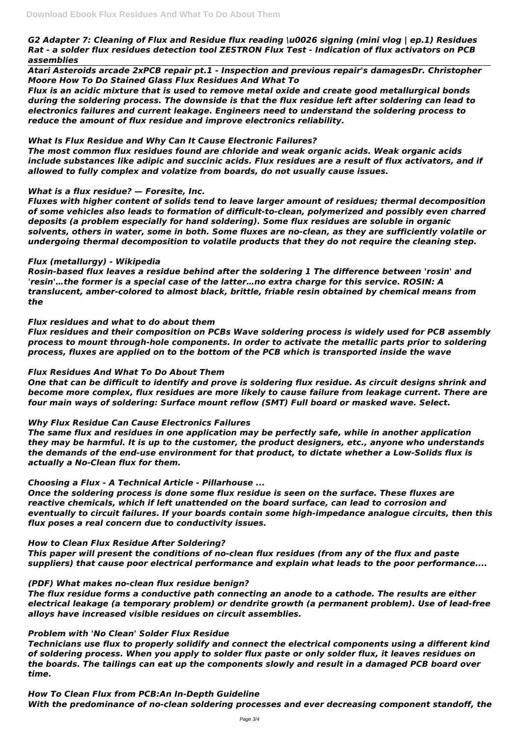*G2 Adapter 7: Cleaning of Flux and Residue flux reading \u0026 signing (mini vlog | ep.1) Residues Rat - a solder flux residues detection tool ZESTRON Flux Test - Indication of flux activators on PCB assemblies*

*Atari Asteroids arcade 2xPCB repair pt.1 - Inspection and previous repair's damagesDr. Christopher Moore How To Do Stained Glass Flux Residues And What To*

*Flux is an acidic mixture that is used to remove metal oxide and create good metallurgical bonds during the soldering process. The downside is that the flux residue left after soldering can lead to electronics failures and current leakage. Engineers need to understand the soldering process to reduce the amount of flux residue and improve electronics reliability.*

*What Is Flux Residue and Why Can It Cause Electronic Failures?*

*The most common flux residues found are chloride and weak organic acids. Weak organic acids include substances like adipic and succinic acids. Flux residues are a result of flux activators, and if allowed to fully complex and volatize from boards, do not usually cause issues.*

*What is a flux residue? — Foresite, Inc.*

*Fluxes with higher content of solids tend to leave larger amount of residues; thermal decomposition of some vehicles also leads to formation of difficult-to-clean, polymerized and possibly even charred deposits (a problem especially for hand soldering). Some flux residues are soluble in organic solvents, others in water, some in both. Some fluxes are no-clean, as they are sufficiently volatile or undergoing thermal decomposition to volatile products that they do not require the cleaning step.*

*Flux (metallurgy) - Wikipedia*

*Rosin-based flux leaves a residue behind after the soldering 1 The difference between 'rosin' and 'resin'…the former is a special case of the latter…no extra charge for this service. ROSIN: A translucent, amber-colored to almost black, brittle, friable resin obtained by chemical means from the*

*Flux residues and what to do about them*

*Flux residues and their composition on PCBs Wave soldering process is widely used for PCB assembly process to mount through-hole components. In order to activate the metallic parts prior to soldering process, fluxes are applied on to the bottom of the PCB which is transported inside the wave*

*Flux Residues And What To Do About Them*

*One that can be difficult to identify and prove is soldering flux residue. As circuit designs shrink and become more complex, flux residues are more likely to cause failure from leakage current. There are four main ways of soldering: Surface mount reflow (SMT) Full board or masked wave. Select.*

*Why Flux Residue Can Cause Electronics Failures*

*The same flux and residues in one application may be perfectly safe, while in another application they may be harmful. It is up to the customer, the product designers, etc., anyone who understands the demands of the end-use environment for that product, to dictate whether a Low-Solids flux is actually a No-Clean flux for them.*

*Choosing a Flux - A Technical Article - Pillarhouse ...*

*Once the soldering process is done some flux residue is seen on the surface. These fluxes are reactive chemicals, which if left unattended on the board surface, can lead to corrosion and eventually to circuit failures. If your boards contain some high-impedance analogue circuits, then this flux poses a real concern due to conductivity issues.*

*How to Clean Flux Residue After Soldering?*

*This paper will present the conditions of no-clean flux residues (from any of the flux and paste suppliers) that cause poor electrical performance and explain what leads to the poor performance....*

*(PDF) What makes no-clean flux residue benign?*

*The flux residue forms a conductive path connecting an anode to a cathode. The results are either electrical leakage (a temporary problem) or dendrite growth (a permanent problem). Use of lead-free alloys have increased visible residues on circuit assemblies.*

*Problem with 'No Clean' Solder Flux Residue*

*Technicians use flux to properly solidify and connect the electrical components using a different kind of soldering process. When you apply to solder flux paste or only solder flux, it leaves residues on the boards. The tailings can eat up the components slowly and result in a damaged PCB board over time.*

*How To Clean Flux from PCB:An In-Depth Guideline*

*With the predominance of no-clean soldering processes and ever decreasing component standoff, the*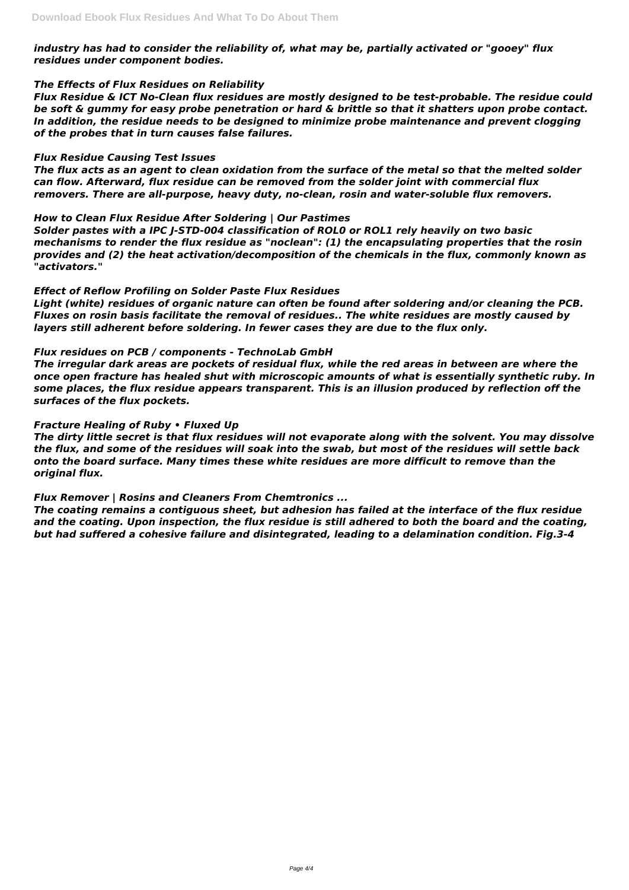*industry has had to consider the reliability of, what may be, partially activated or "gooey" flux residues under component bodies.*

### *The Effects of Flux Residues on Reliability*

*Flux Residue & ICT No-Clean flux residues are mostly designed to be test-probable. The residue could be soft & gummy for easy probe penetration or hard & brittle so that it shatters upon probe contact. In addition, the residue needs to be designed to minimize probe maintenance and prevent clogging of the probes that in turn causes false failures.*

### *Flux Residue Causing Test Issues*

*The flux acts as an agent to clean oxidation from the surface of the metal so that the melted solder can flow. Afterward, flux residue can be removed from the solder joint with commercial flux removers. There are all-purpose, heavy duty, no-clean, rosin and water-soluble flux removers.*

### *How to Clean Flux Residue After Soldering | Our Pastimes*

*Solder pastes with a IPC J-STD-004 classification of ROL0 or ROL1 rely heavily on two basic mechanisms to render the flux residue as "noclean": (1) the encapsulating properties that the rosin provides and (2) the heat activation/decomposition of the chemicals in the flux, commonly known as "activators."*

### *Effect of Reflow Profiling on Solder Paste Flux Residues*

*Light (white) residues of organic nature can often be found after soldering and/or cleaning the PCB. Fluxes on rosin basis facilitate the removal of residues.. The white residues are mostly caused by layers still adherent before soldering. In fewer cases they are due to the flux only.*

### *Flux residues on PCB / components - TechnoLab GmbH*

*The irregular dark areas are pockets of residual flux, while the red areas in between are where the once open fracture has healed shut with microscopic amounts of what is essentially synthetic ruby. In some places, the flux residue appears transparent. This is an illusion produced by reflection off the surfaces of the flux pockets.*

### *Fracture Healing of Ruby • Fluxed Up*

*The dirty little secret is that flux residues will not evaporate along with the solvent. You may dissolve the flux, and some of the residues will soak into the swab, but most of the residues will settle back onto the board surface. Many times these white residues are more difficult to remove than the original flux.*

### *Flux Remover | Rosins and Cleaners From Chemtronics ...*

*The coating remains a contiguous sheet, but adhesion has failed at the interface of the flux residue and the coating. Upon inspection, the flux residue is still adhered to both the board and the coating, but had suffered a cohesive failure and disintegrated, leading to a delamination condition. Fig.3-4*